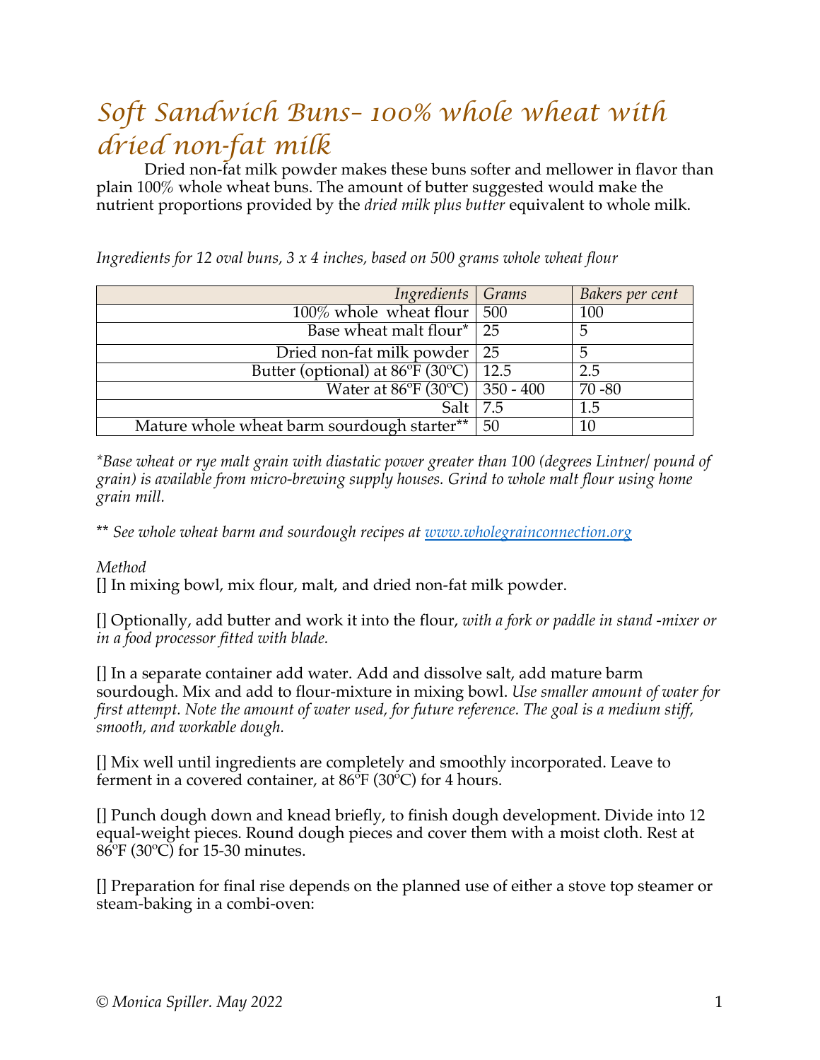# *Soft Sandwich Buns- 100% whole wheat with dried non-fat milk*

Dried non-fat milk powder makes these buns softer and mellower in flavor than plain 100% whole wheat buns. The amount of butter suggested would make the nutrient proportions provided by the *dried milk plus butter* equivalent to whole milk.

*Ingredients for 12 oval buns, 3 x 4 inches, based on 500 grams whole wheat flour*

| *Ingredients* | *Grams* | *Bakers per cent* |
|---:|---|---|
| 100% whole wheat flour | 500 | 100 |
| Base wheat malt flour* | 25 | 5 |
| Dried non-fat milk powder | 25 | 5 |
| Butter (optional) at 86ºF (30ºC) | 12.5 | 2.5 |
| Water at 86ºF (30ºC) | 350 - 400 | 70 -80 |
| Salt | 7.5 | 1.5 |
| Mature whole wheat barm sourdough starter** | 50 | 10 |

**Base wheat or rye malt grain with diastatic power greater than 100 (degrees Lintner/ pound of grain) is available from micro-brewing supply houses. Grind to whole malt flour using home grain mill.*

** *See whole wheat barm and sourdough recipes at [www.wholegrainconnection.org](http://www.wholegrainconnection.org)*

*Method*

[] In mixing bowl, mix flour, malt, and dried non-fat milk powder.

[] Optionally, add butter and work it into the flour, *with a fork or paddle in stand -mixer or in a food processor fitted with blade.*

[] In a separate container add water. Add and dissolve salt, add mature barm sourdough. Mix and add to flour-mixture in mixing bowl. *Use smaller amount of water for first attempt. Note the amount of water used, for future reference. The goal is a medium stiff, smooth, and workable dough.*

[] Mix well until ingredients are completely and smoothly incorporated. Leave to ferment in a covered container, at 86ºF (30ºC) for 4 hours.

[] Punch dough down and knead briefly, to finish dough development. Divide into 12 equal-weight pieces. Round dough pieces and cover them with a moist cloth. Rest at 86ºF (30ºC) for 15-30 minutes.

[] Preparation for final rise depends on the planned use of either a stove top steamer or steam-baking in a combi-oven:

*© Monica Spiller. May 2022*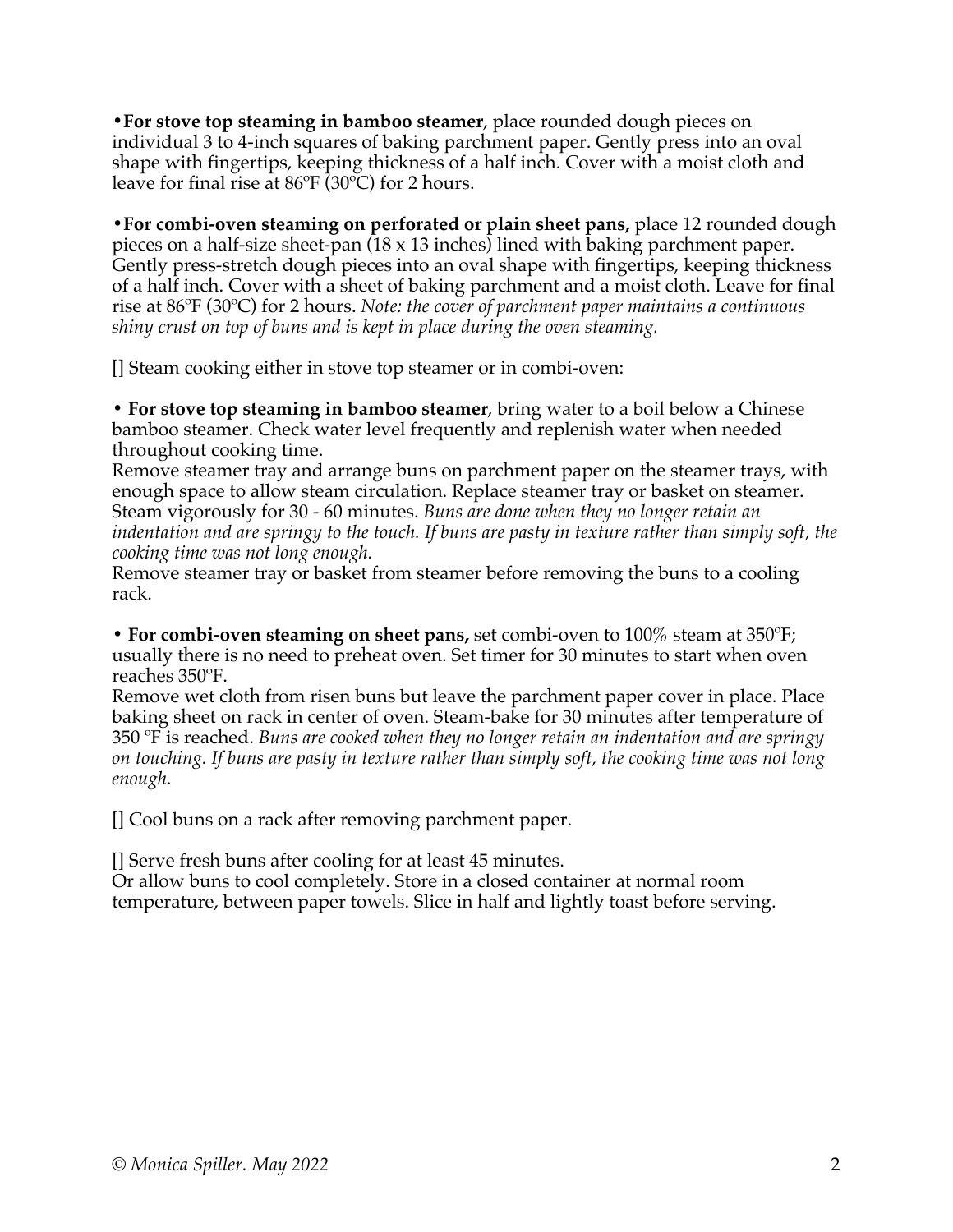•**For stove top steaming in bamboo steamer**, place rounded dough pieces on individual 3 to 4-inch squares of baking parchment paper. Gently press into an oval shape with fingertips, keeping thickness of a half inch. Cover with a moist cloth and leave for final rise at 86ºF (30ºC) for 2 hours.

•**For combi-oven steaming on perforated or plain sheet pans,** place 12 rounded dough pieces on a half-size sheet-pan (18 x 13 inches) lined with baking parchment paper. Gently press-stretch dough pieces into an oval shape with fingertips, keeping thickness of a half inch. Cover with a sheet of baking parchment and a moist cloth. Leave for final rise at 86ºF (30ºC) for 2 hours. *Note: the cover of parchment paper maintains a continuous shiny crust on top of buns and is kept in place during the oven steaming.*

[] Steam cooking either in stove top steamer or in combi-oven:

• **For stove top steaming in bamboo steamer**, bring water to a boil below a Chinese bamboo steamer. Check water level frequently and replenish water when needed throughout cooking time.
Remove steamer tray and arrange buns on parchment paper on the steamer trays, with enough space to allow steam circulation. Replace steamer tray or basket on steamer. Steam vigorously for 30 - 60 minutes. *Buns are done when they no longer retain an indentation and are springy to the touch. If buns are pasty in texture rather than simply soft, the cooking time was not long enough.*
Remove steamer tray or basket from steamer before removing the buns to a cooling rack.

• **For combi-oven steaming on sheet pans,** set combi-oven to 100% steam at 350ºF; usually there is no need to preheat oven. Set timer for 30 minutes to start when oven reaches 350ºF.
Remove wet cloth from risen buns but leave the parchment paper cover in place. Place baking sheet on rack in center of oven. Steam-bake for 30 minutes after temperature of 350 ºF is reached. *Buns are cooked when they no longer retain an indentation and are springy on touching. If buns are pasty in texture rather than simply soft, the cooking time was not long enough.*

[] Cool buns on a rack after removing parchment paper.

[] Serve fresh buns after cooling for at least 45 minutes.
Or allow buns to cool completely. Store in a closed container at normal room temperature, between paper towels. Slice in half and lightly toast before serving.

*© Monica Spiller. May 2022*